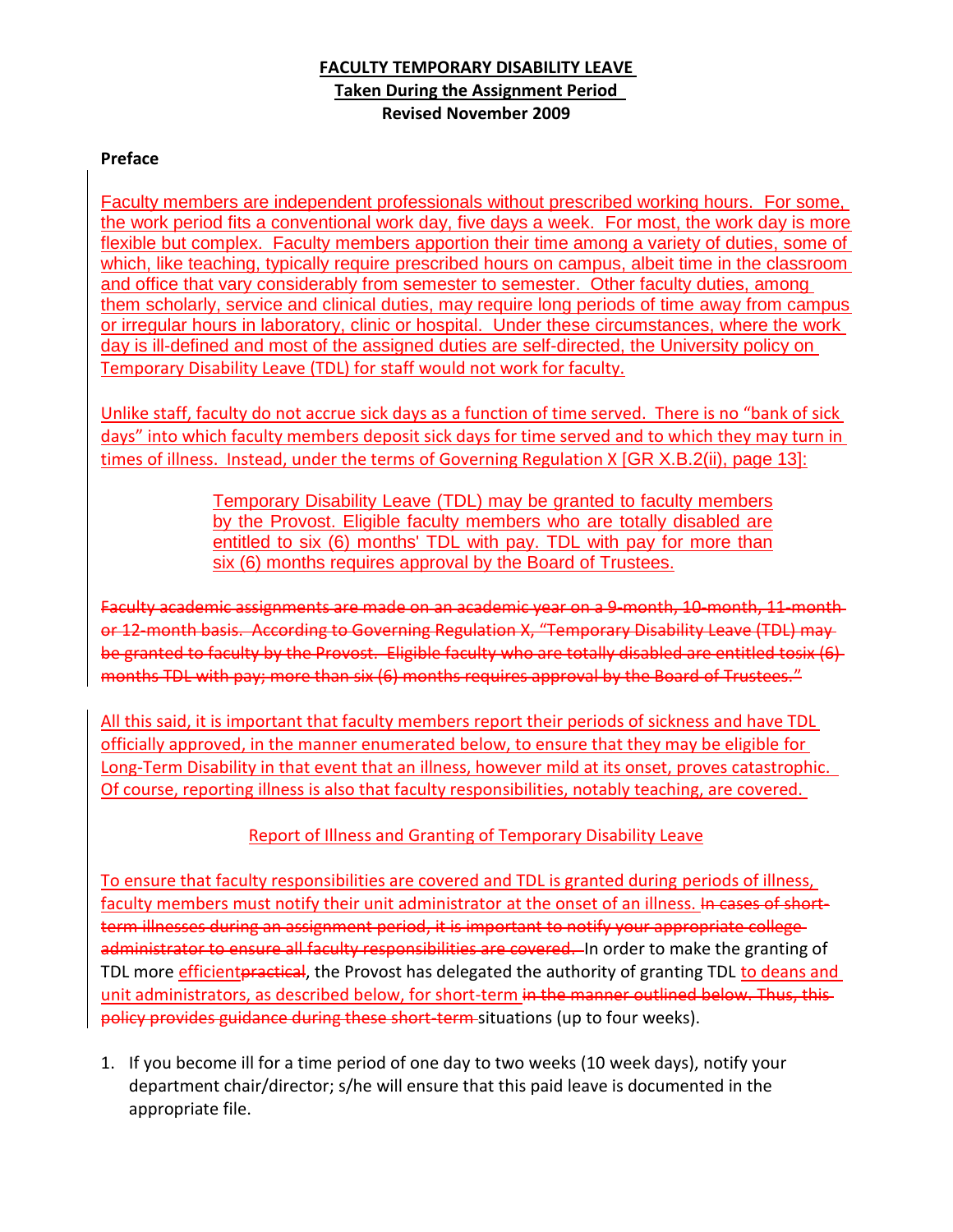**FACULTY TEMPORARY DISABILITY LEAVE**
**Taken During the Assignment Period**
**Revised November 2009**

**Preface**

Faculty members are independent professionals without prescribed working hours. For some, the work period fits a conventional work day, five days a week. For most, the work day is more flexible but complex. Faculty members apportion their time among a variety of duties, some of which, like teaching, typically require prescribed hours on campus, albeit time in the classroom and office that vary considerably from semester to semester. Other faculty duties, among them scholarly, service and clinical duties, may require long periods of time away from campus or irregular hours in laboratory, clinic or hospital. Under these circumstances, where the work day is ill-defined and most of the assigned duties are self-directed, the University policy on Temporary Disability Leave (TDL) for staff would not work for faculty.

Unlike staff, faculty do not accrue sick days as a function of time served. There is no "bank of sick days" into which faculty members deposit sick days for time served and to which they may turn in times of illness. Instead, under the terms of Governing Regulation X [GR X.B.2(ii), page 13]:

> Temporary Disability Leave (TDL) may be granted to faculty members by the Provost. Eligible faculty members who are totally disabled are entitled to six (6) months' TDL with pay. TDL with pay for more than six (6) months requires approval by the Board of Trustees.

~~Faculty academic assignments are made on an academic year on a 9-month, 10-month, 11-month or 12-month basis. According to Governing Regulation X, "Temporary Disability Leave (TDL) may be granted to faculty by the Provost. Eligible faculty who are totally disabled are entitled tosix (6) months TDL with pay; more than six (6) months requires approval by the Board of Trustees."~~

All this said, it is important that faculty members report their periods of sickness and have TDL officially approved, in the manner enumerated below, to ensure that they may be eligible for Long-Term Disability in that event that an illness, however mild at its onset, proves catastrophic. Of course, reporting illness is also that faculty responsibilities, notably teaching, are covered.

Report of Illness and Granting of Temporary Disability Leave

To ensure that faculty responsibilities are covered and TDL is granted during periods of illness, faculty members must notify their unit administrator at the onset of an illness. ~~In cases of short-term illnesses during an assignment period, it is important to notify your appropriate college administrator to ensure all faculty responsibilities are covered.~~ In order to make the granting of TDL more efficient~~practical~~, the Provost has delegated the authority of granting TDL to deans and unit administrators, as described below, for short-term ~~in the manner outlined below. Thus, this policy provides guidance during these short-term~~ situations (up to four weeks).

1. If you become ill for a time period of one day to two weeks (10 week days), notify your department chair/director; s/he will ensure that this paid leave is documented in the appropriate file.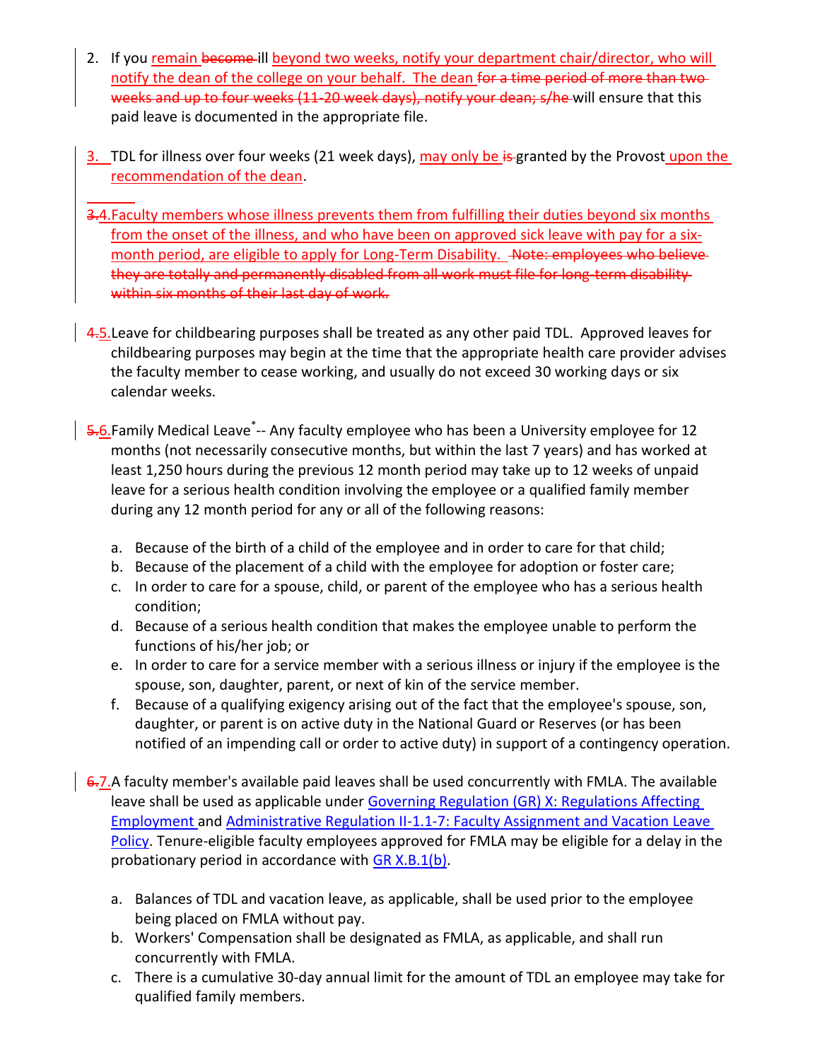2. If you remain ~~become~~ ill beyond two weeks, notify your department chair/director, who will notify the dean of the college on your behalf. The dean ~~for a time period of more than two weeks and up to four weeks (11-20 week days), notify your dean; s/he~~ will ensure that this paid leave is documented in the appropriate file.

3. TDL for illness over four weeks (21 week days), may only be ~~is~~ granted by the Provost upon the recommendation of the dean.

~~3.~~4. Faculty members whose illness prevents them from fulfilling their duties beyond six months from the onset of the illness, and who have been on approved sick leave with pay for a six-month period, are eligible to apply for Long-Term Disability. ~~Note: employees who believe they are totally and permanently disabled from all work must file for long-term disability within six months of their last day of work.~~

~~4.~~5. Leave for childbearing purposes shall be treated as any other paid TDL. Approved leaves for childbearing purposes may begin at the time that the appropriate health care provider advises the faculty member to cease working, and usually do not exceed 30 working days or six calendar weeks.

~~5.~~6. Family Medical Leave[*] -- Any faculty employee who has been a University employee for 12 months (not necessarily consecutive months, but within the last 7 years) and has worked at least 1,250 hours during the previous 12 month period may take up to 12 weeks of unpaid leave for a serious health condition involving the employee or a qualified family member during any 12 month period for any or all of the following reasons:

   a. Because of the birth of a child of the employee and in order to care for that child;
   b. Because of the placement of a child with the employee for adoption or foster care;
   c. In order to care for a spouse, child, or parent of the employee who has a serious health condition;
   d. Because of a serious health condition that makes the employee unable to perform the functions of his/her job; or
   e. In order to care for a service member with a serious illness or injury if the employee is the spouse, son, daughter, parent, or next of kin of the service member.
   f. Because of a qualifying exigency arising out of the fact that the employee's spouse, son, daughter, or parent is on active duty in the National Guard or Reserves (or has been notified of an impending call or order to active duty) in support of a contingency operation.

~~6.~~7. A faculty member's available paid leaves shall be used concurrently with FMLA. The available leave shall be used as applicable under Governing Regulation (GR) X: Regulations Affecting Employment and Administrative Regulation II-1.1-7: Faculty Assignment and Vacation Leave Policy. Tenure-eligible faculty employees approved for FMLA may be eligible for a delay in the probationary period in accordance with GR X.B.1(b).

   a. Balances of TDL and vacation leave, as applicable, shall be used prior to the employee being placed on FMLA without pay.
   b. Workers' Compensation shall be designated as FMLA, as applicable, and shall run concurrently with FMLA.
   c. There is a cumulative 30-day annual limit for the amount of TDL an employee may take for qualified family members.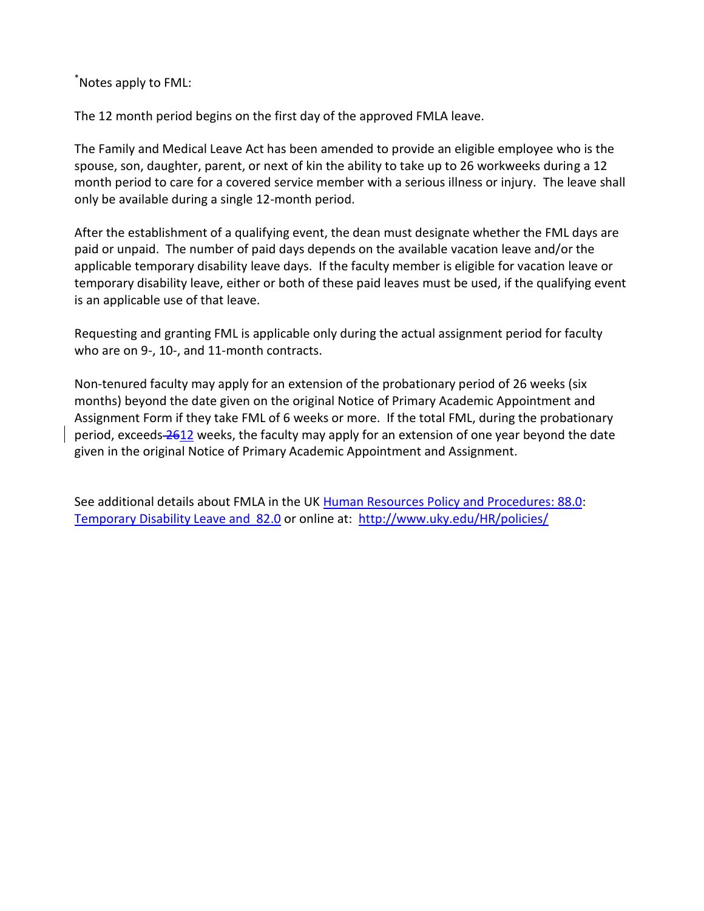[*]Notes apply to FML:

The 12 month period begins on the first day of the approved FMLA leave.

The Family and Medical Leave Act has been amended to provide an eligible employee who is the spouse, son, daughter, parent, or next of kin the ability to take up to 26 workweeks during a 12 month period to care for a covered service member with a serious illness or injury. The leave shall only be available during a single 12-month period.

After the establishment of a qualifying event, the dean must designate whether the FML days are paid or unpaid. The number of paid days depends on the available vacation leave and/or the applicable temporary disability leave days. If the faculty member is eligible for vacation leave or temporary disability leave, either or both of these paid leaves must be used, if the qualifying event is an applicable use of that leave.

Requesting and granting FML is applicable only during the actual assignment period for faculty who are on 9-, 10-, and 11-month contracts.

Non-tenured faculty may apply for an extension of the probationary period of 26 weeks (six months) beyond the date given on the original Notice of Primary Academic Appointment and Assignment Form if they take FML of 6 weeks or more. If the total FML, during the probationary period, exceeds ~~26~~12 weeks, the faculty may apply for an extension of one year beyond the date given in the original Notice of Primary Academic Appointment and Assignment.

See additional details about FMLA in the UK [Human Resources Policy and Procedures: 88.0](http://www.uky.edu/HR/policies/): [Temporary Disability Leave and 82.0](http://www.uky.edu/HR/policies/) or online at: [http://www.uky.edu/HR/policies/](http://www.uky.edu/HR/policies/)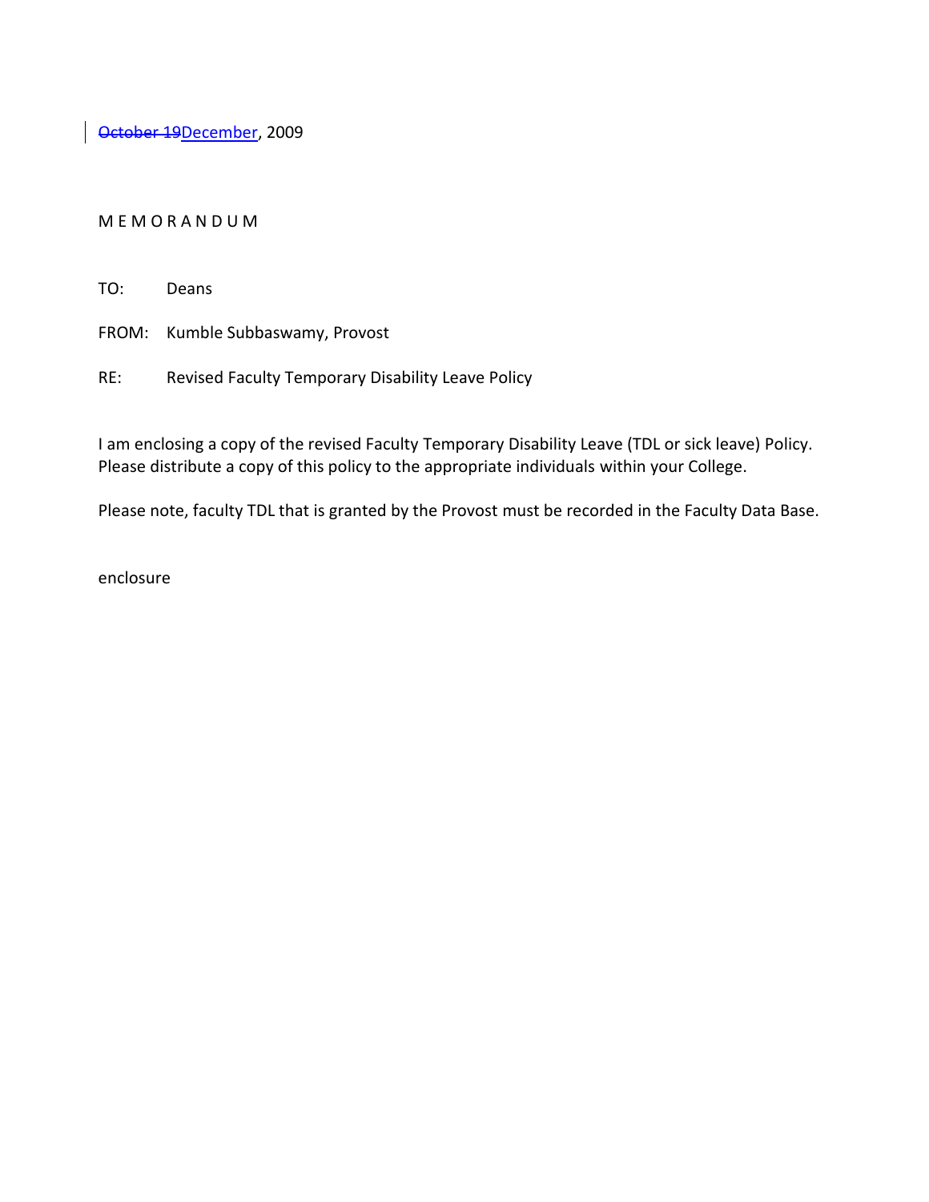~~October 19~~December, 2009

M E M O R A N D U M

TO: Deans

FROM: Kumble Subbaswamy, Provost

RE: Revised Faculty Temporary Disability Leave Policy

I am enclosing a copy of the revised Faculty Temporary Disability Leave (TDL or sick leave) Policy. Please distribute a copy of this policy to the appropriate individuals within your College.

Please note, faculty TDL that is granted by the Provost must be recorded in the Faculty Data Base.

enclosure